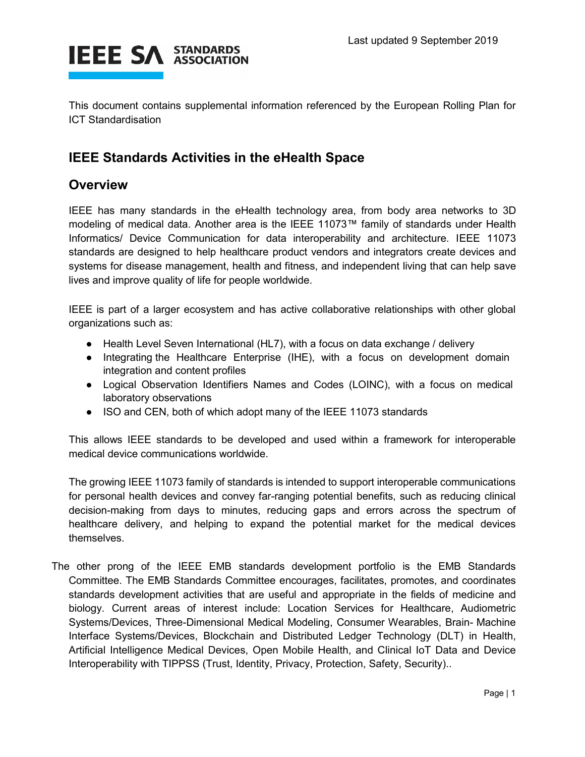Last updated 9 September 2019

This document contains supplemental information referenced by the European Rolling Plan for ICT Standardisation

## IEEE Standards Activities in the eHealth Space

## Overview

IEEE has many standards in the eHealth technology area, from body area networks to 3D modeling of medical data. Another area is the IEEE 11073™ family of standards under Health Informatics/ Device Communication for data interoperability and architecture. IEEE 11073 standards are designed to help healthcare product vendors and integrators create devices and systems for disease management, health and fitness, and independent living that can help save lives and improve quality of life for people worldwide.

IEEE is part of a larger ecosystem and has active collaborative relationships with other global organizations such as:

- Health Level Seven International (HL7), with a focus on data exchange / delivery
- Integrating the Healthcare Enterprise (IHE), with a focus on development domain integration and content profiles
- Logical Observation Identifiers Names and Codes (LOINC), with a focus on medical laboratory observations
- ISO and CEN, both of which adopt many of the IEEE 11073 standards

This allows IEEE standards to be developed and used within a framework for interoperable medical device communications worldwide.

The growing IEEE 11073 family of standards is intended to support interoperable communications for personal health devices and convey far-ranging potential benefits, such as reducing clinical decision-making from days to minutes, reducing gaps and errors across the spectrum of healthcare delivery, and helping to expand the potential market for the medical devices themselves.

The other prong of the IEEE EMB standards development portfolio is the EMB Standards Committee. The EMB Standards Committee encourages, facilitates, promotes, and coordinates standards development activities that are useful and appropriate in the fields of medicine and biology. Current areas of interest include: Location Services for Healthcare, Audiometric Systems/Devices, Three-Dimensional Medical Modeling, Consumer Wearables, Brain- Machine Interface Systems/Devices, Blockchain and Distributed Ledger Technology (DLT) in Health, Artificial Intelligence Medical Devices, Open Mobile Health, and Clinical IoT Data and Device Interoperability with TIPPSS (Trust, Identity, Privacy, Protection, Safety, Security)..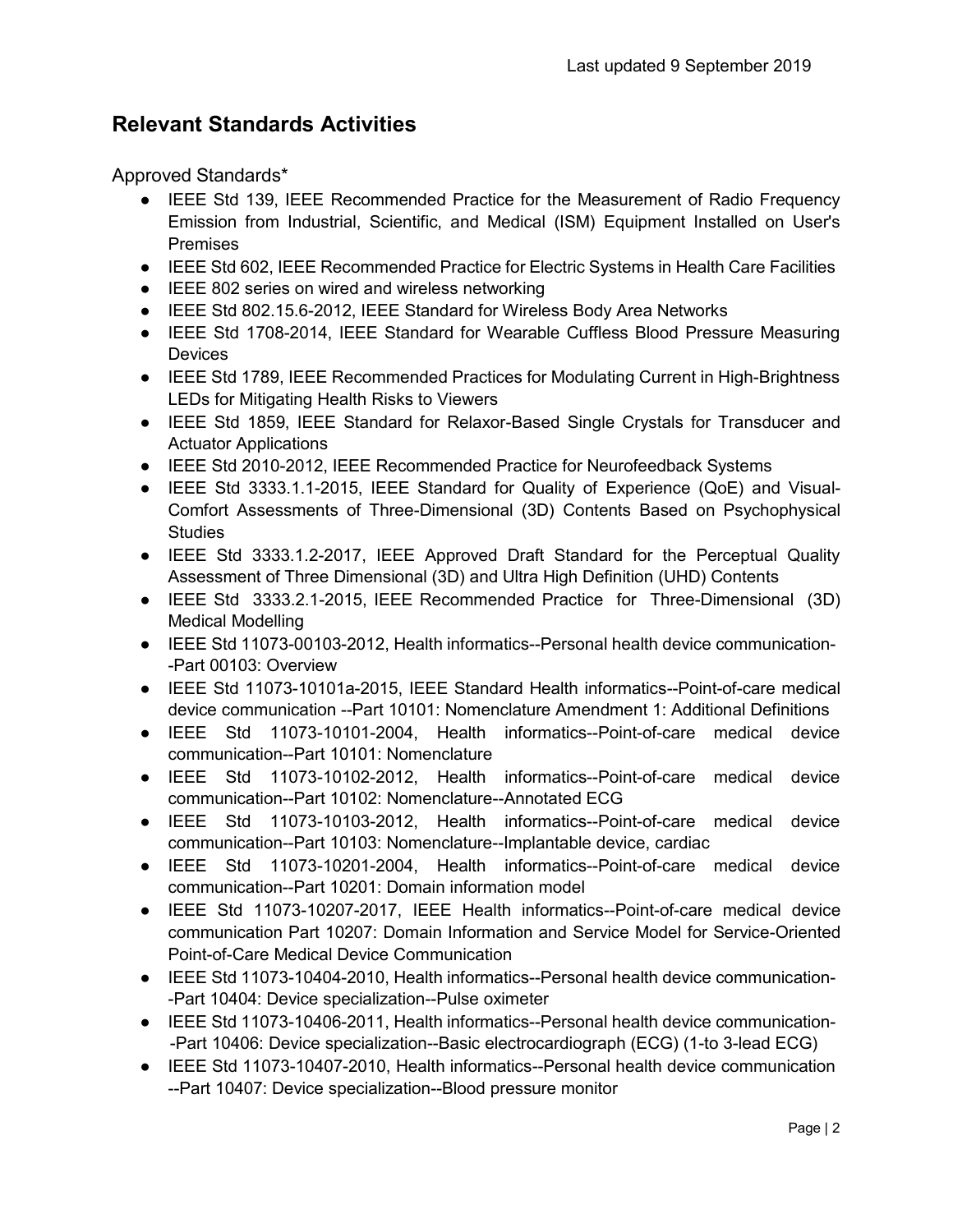Last updated 9 September 2019

## Relevant Standards Activities

Approved Standards*

- IEEE Std 139, IEEE Recommended Practice for the Measurement of Radio Frequency Emission from Industrial, Scientific, and Medical (ISM) Equipment Installed on User's Premises
- IEEE Std 602, IEEE Recommended Practice for Electric Systems in Health Care Facilities
- IEEE 802 series on wired and wireless networking
- IEEE Std 802.15.6-2012, IEEE Standard for Wireless Body Area Networks
- IEEE Std 1708-2014, IEEE Standard for Wearable Cuffless Blood Pressure Measuring Devices
- IEEE Std 1789, IEEE Recommended Practices for Modulating Current in High-Brightness LEDs for Mitigating Health Risks to Viewers
- IEEE Std 1859, IEEE Standard for Relaxor-Based Single Crystals for Transducer and Actuator Applications
- IEEE Std 2010-2012, IEEE Recommended Practice for Neurofeedback Systems
- IEEE Std 3333.1.1-2015, IEEE Standard for Quality of Experience (QoE) and Visual-Comfort Assessments of Three-Dimensional (3D) Contents Based on Psychophysical Studies
- IEEE Std 3333.1.2-2017, IEEE Approved Draft Standard for the Perceptual Quality Assessment of Three Dimensional (3D) and Ultra High Definition (UHD) Contents
- IEEE Std 3333.2.1-2015, IEEE Recommended Practice for Three-Dimensional (3D) Medical Modelling
- IEEE Std 11073-00103-2012, Health informatics--Personal health device communication--Part 00103: Overview
- IEEE Std 11073-10101a-2015, IEEE Standard Health informatics--Point-of-care medical device communication --Part 10101: Nomenclature Amendment 1: Additional Definitions
- IEEE Std 11073-10101-2004, Health informatics--Point-of-care medical device communication--Part 10101: Nomenclature
- IEEE Std 11073-10102-2012, Health informatics--Point-of-care medical device communication--Part 10102: Nomenclature--Annotated ECG
- IEEE Std 11073-10103-2012, Health informatics--Point-of-care medical device communication--Part 10103: Nomenclature--Implantable device, cardiac
- IEEE Std 11073-10201-2004, Health informatics--Point-of-care medical device communication--Part 10201: Domain information model
- IEEE Std 11073-10207-2017, IEEE Health informatics--Point-of-care medical device communication Part 10207: Domain Information and Service Model for Service-Oriented Point-of-Care Medical Device Communication
- IEEE Std 11073-10404-2010, Health informatics--Personal health device communication--Part 10404: Device specialization--Pulse oximeter
- IEEE Std 11073-10406-2011, Health informatics--Personal health device communication--Part 10406: Device specialization--Basic electrocardiograph (ECG) (1-to 3-lead ECG)
- IEEE Std 11073-10407-2010, Health informatics--Personal health device communication --Part 10407: Device specialization--Blood pressure monitor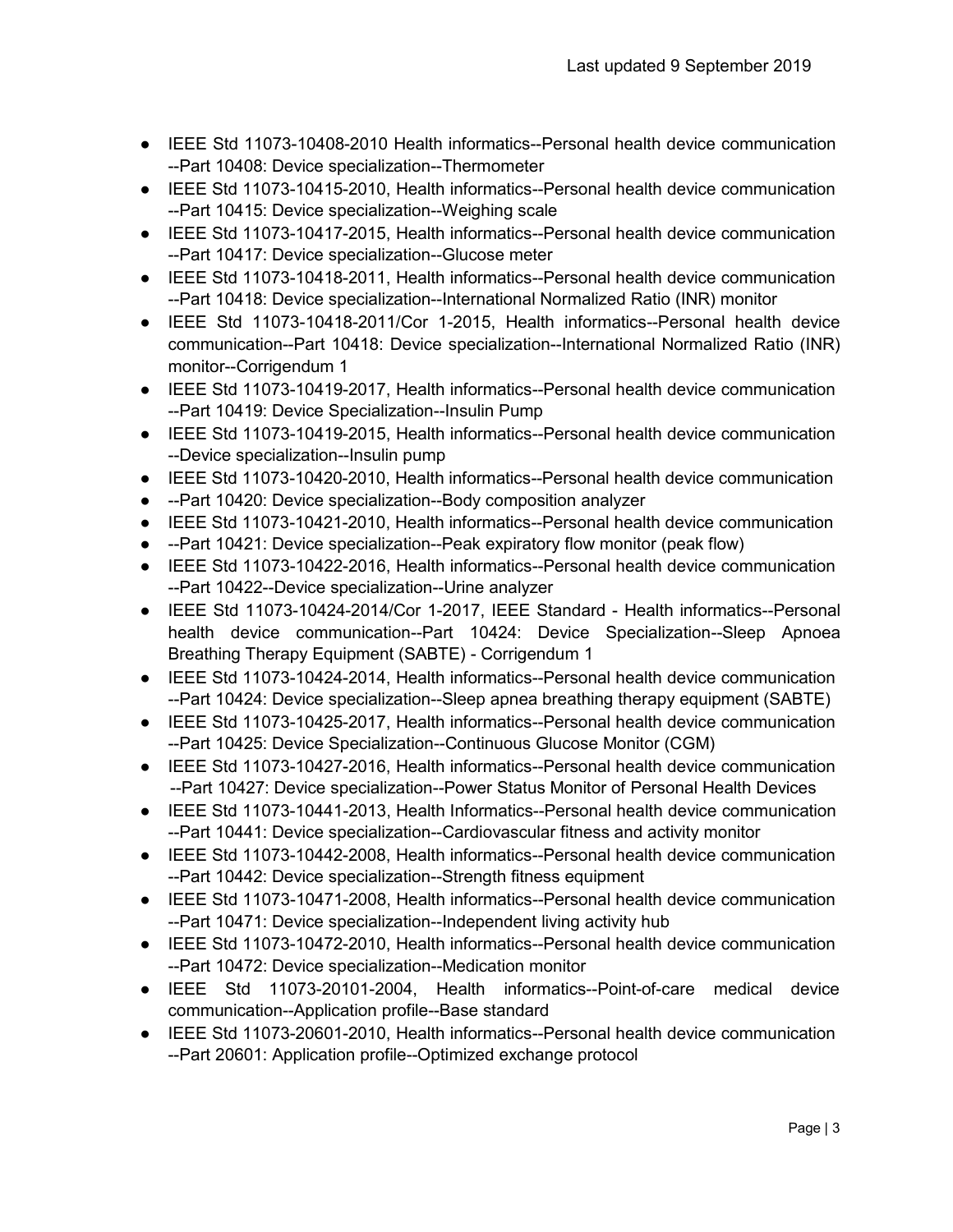- IEEE Std 11073-10408-2010 Health informatics--Personal health device communication --Part 10408: Device specialization--Thermometer
- IEEE Std 11073-10415-2010, Health informatics--Personal health device communication --Part 10415: Device specialization--Weighing scale
- IEEE Std 11073-10417-2015, Health informatics--Personal health device communication --Part 10417: Device specialization--Glucose meter
- IEEE Std 11073-10418-2011, Health informatics--Personal health device communication --Part 10418: Device specialization--International Normalized Ratio (INR) monitor
- IEEE Std 11073-10418-2011/Cor 1-2015, Health informatics--Personal health device communication--Part 10418: Device specialization--International Normalized Ratio (INR) monitor--Corrigendum 1
- IEEE Std 11073-10419-2017, Health informatics--Personal health device communication --Part 10419: Device Specialization--Insulin Pump
- IEEE Std 11073-10419-2015, Health informatics--Personal health device communication --Device specialization--Insulin pump
- IEEE Std 11073-10420-2010, Health informatics--Personal health device communication
- --Part 10420: Device specialization--Body composition analyzer
- IEEE Std 11073-10421-2010, Health informatics--Personal health device communication
- --Part 10421: Device specialization--Peak expiratory flow monitor (peak flow)
- IEEE Std 11073-10422-2016, Health informatics--Personal health device communication --Part 10422--Device specialization--Urine analyzer
- IEEE Std 11073-10424-2014/Cor 1-2017, IEEE Standard - Health informatics--Personal health device communication--Part 10424: Device Specialization--Sleep Apnoea Breathing Therapy Equipment (SABTE) - Corrigendum 1
- IEEE Std 11073-10424-2014, Health informatics--Personal health device communication --Part 10424: Device specialization--Sleep apnea breathing therapy equipment (SABTE)
- IEEE Std 11073-10425-2017, Health informatics--Personal health device communication --Part 10425: Device Specialization--Continuous Glucose Monitor (CGM)
- IEEE Std 11073-10427-2016, Health informatics--Personal health device communication --Part 10427: Device specialization--Power Status Monitor of Personal Health Devices
- IEEE Std 11073-10441-2013, Health Informatics--Personal health device communication --Part 10441: Device specialization--Cardiovascular fitness and activity monitor
- IEEE Std 11073-10442-2008, Health informatics--Personal health device communication --Part 10442: Device specialization--Strength fitness equipment
- IEEE Std 11073-10471-2008, Health informatics--Personal health device communication --Part 10471: Device specialization--Independent living activity hub
- IEEE Std 11073-10472-2010, Health informatics--Personal health device communication --Part 10472: Device specialization--Medication monitor
- IEEE Std 11073-20101-2004, Health informatics--Point-of-care medical device communication--Application profile--Base standard
- IEEE Std 11073-20601-2010, Health informatics--Personal health device communication --Part 20601: Application profile--Optimized exchange protocol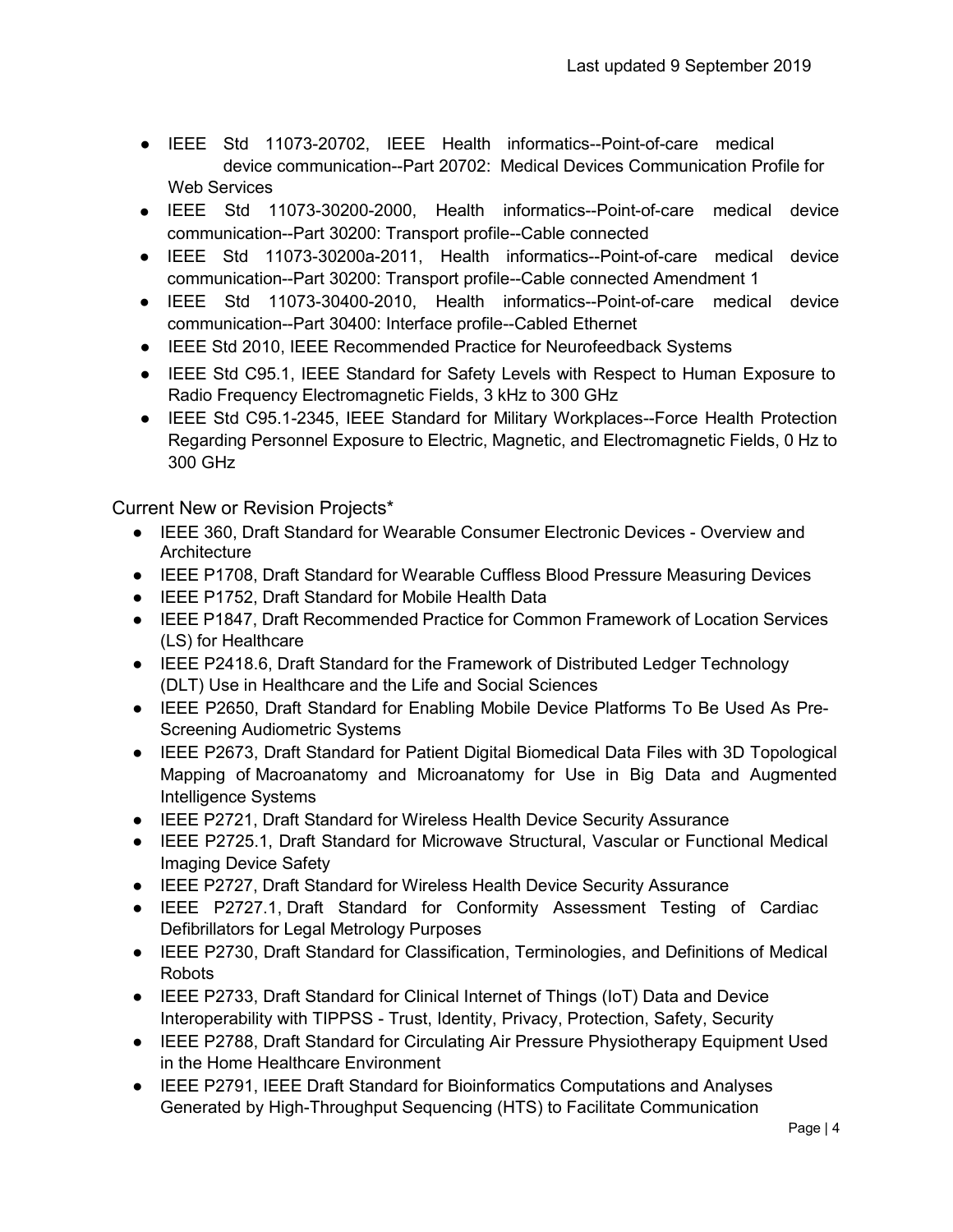- IEEE Std 11073-20702, IEEE Health informatics--Point-of-care medical device communication--Part 20702: Medical Devices Communication Profile for Web Services
- IEEE Std 11073-30200-2000, Health informatics--Point-of-care medical device communication--Part 30200: Transport profile--Cable connected
- IEEE Std 11073-30200a-2011, Health informatics--Point-of-care medical device communication--Part 30200: Transport profile--Cable connected Amendment 1
- IEEE Std 11073-30400-2010, Health informatics--Point-of-care medical device communication--Part 30400: Interface profile--Cabled Ethernet
- IEEE Std 2010, IEEE Recommended Practice for Neurofeedback Systems
- IEEE Std C95.1, IEEE Standard for Safety Levels with Respect to Human Exposure to Radio Frequency Electromagnetic Fields, 3 kHz to 300 GHz
- IEEE Std C95.1-2345, IEEE Standard for Military Workplaces--Force Health Protection Regarding Personnel Exposure to Electric, Magnetic, and Electromagnetic Fields, 0 Hz to 300 GHz

Current New or Revision Projects*

- IEEE 360, Draft Standard for Wearable Consumer Electronic Devices - Overview and Architecture
- IEEE P1708, Draft Standard for Wearable Cuffless Blood Pressure Measuring Devices
- IEEE P1752, Draft Standard for Mobile Health Data
- IEEE P1847, Draft Recommended Practice for Common Framework of Location Services (LS) for Healthcare
- IEEE P2418.6, Draft Standard for the Framework of Distributed Ledger Technology (DLT) Use in Healthcare and the Life and Social Sciences
- IEEE P2650, Draft Standard for Enabling Mobile Device Platforms To Be Used As Pre-Screening Audiometric Systems
- IEEE P2673, Draft Standard for Patient Digital Biomedical Data Files with 3D Topological Mapping of Macroanatomy and Microanatomy for Use in Big Data and Augmented Intelligence Systems
- IEEE P2721, Draft Standard for Wireless Health Device Security Assurance
- IEEE P2725.1, Draft Standard for Microwave Structural, Vascular or Functional Medical Imaging Device Safety
- IEEE P2727, Draft Standard for Wireless Health Device Security Assurance
- IEEE P2727.1, Draft Standard for Conformity Assessment Testing of Cardiac Defibrillators for Legal Metrology Purposes
- IEEE P2730, Draft Standard for Classification, Terminologies, and Definitions of Medical Robots
- IEEE P2733, Draft Standard for Clinical Internet of Things (IoT) Data and Device Interoperability with TIPPSS - Trust, Identity, Privacy, Protection, Safety, Security
- IEEE P2788, Draft Standard for Circulating Air Pressure Physiotherapy Equipment Used in the Home Healthcare Environment
- IEEE P2791, IEEE Draft Standard for Bioinformatics Computations and Analyses Generated by High-Throughput Sequencing (HTS) to Facilitate Communication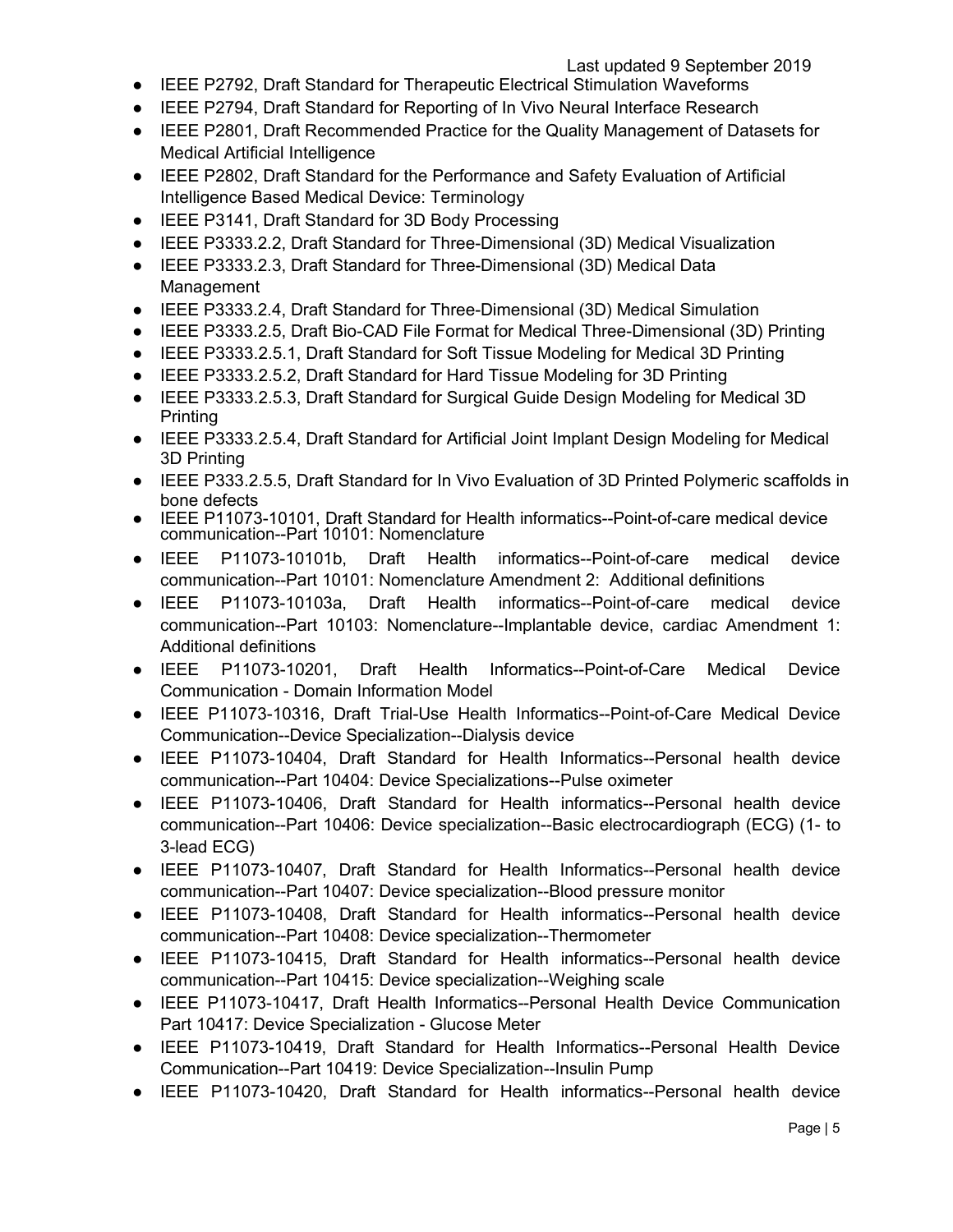- IEEE P2792, Draft Standard for Therapeutic Electrical Stimulation Waveforms
- IEEE P2794, Draft Standard for Reporting of In Vivo Neural Interface Research
- IEEE P2801, Draft Recommended Practice for the Quality Management of Datasets for Medical Artificial Intelligence
- IEEE P2802, Draft Standard for the Performance and Safety Evaluation of Artificial Intelligence Based Medical Device: Terminology
- IEEE P3141, Draft Standard for 3D Body Processing
- IEEE P3333.2.2, Draft Standard for Three-Dimensional (3D) Medical Visualization
- IEEE P3333.2.3, Draft Standard for Three-Dimensional (3D) Medical Data Management
- IEEE P3333.2.4, Draft Standard for Three-Dimensional (3D) Medical Simulation
- IEEE P3333.2.5, Draft Bio-CAD File Format for Medical Three-Dimensional (3D) Printing
- IEEE P3333.2.5.1, Draft Standard for Soft Tissue Modeling for Medical 3D Printing
- IEEE P3333.2.5.2, Draft Standard for Hard Tissue Modeling for 3D Printing
- IEEE P3333.2.5.3, Draft Standard for Surgical Guide Design Modeling for Medical 3D Printing
- IEEE P3333.2.5.4, Draft Standard for Artificial Joint Implant Design Modeling for Medical 3D Printing
- IEEE P333.2.5.5, Draft Standard for In Vivo Evaluation of 3D Printed Polymeric scaffolds in bone defects
- IEEE P11073-10101, Draft Standard for Health informatics--Point-of-care medical device communication--Part 10101: Nomenclature
- IEEE P11073-10101b, Draft Health informatics--Point-of-care medical device communication--Part 10101: Nomenclature Amendment 2: Additional definitions
- IEEE P11073-10103a, Draft Health informatics--Point-of-care medical device communication--Part 10103: Nomenclature--Implantable device, cardiac Amendment 1: Additional definitions
- IEEE P11073-10201, Draft Health Informatics--Point-of-Care Medical Device Communication - Domain Information Model
- IEEE P11073-10316, Draft Trial-Use Health Informatics--Point-of-Care Medical Device Communication--Device Specialization--Dialysis device
- IEEE P11073-10404, Draft Standard for Health Informatics--Personal health device communication--Part 10404: Device Specializations--Pulse oximeter
- IEEE P11073-10406, Draft Standard for Health informatics--Personal health device communication--Part 10406: Device specialization--Basic electrocardiograph (ECG) (1- to 3-lead ECG)
- IEEE P11073-10407, Draft Standard for Health Informatics--Personal health device communication--Part 10407: Device specialization--Blood pressure monitor
- IEEE P11073-10408, Draft Standard for Health informatics--Personal health device communication--Part 10408: Device specialization--Thermometer
- IEEE P11073-10415, Draft Standard for Health informatics--Personal health device communication--Part 10415: Device specialization--Weighing scale
- IEEE P11073-10417, Draft Health Informatics--Personal Health Device Communication Part 10417: Device Specialization - Glucose Meter
- IEEE P11073-10419, Draft Standard for Health Informatics--Personal Health Device Communication--Part 10419: Device Specialization--Insulin Pump
- IEEE P11073-10420, Draft Standard for Health informatics--Personal health device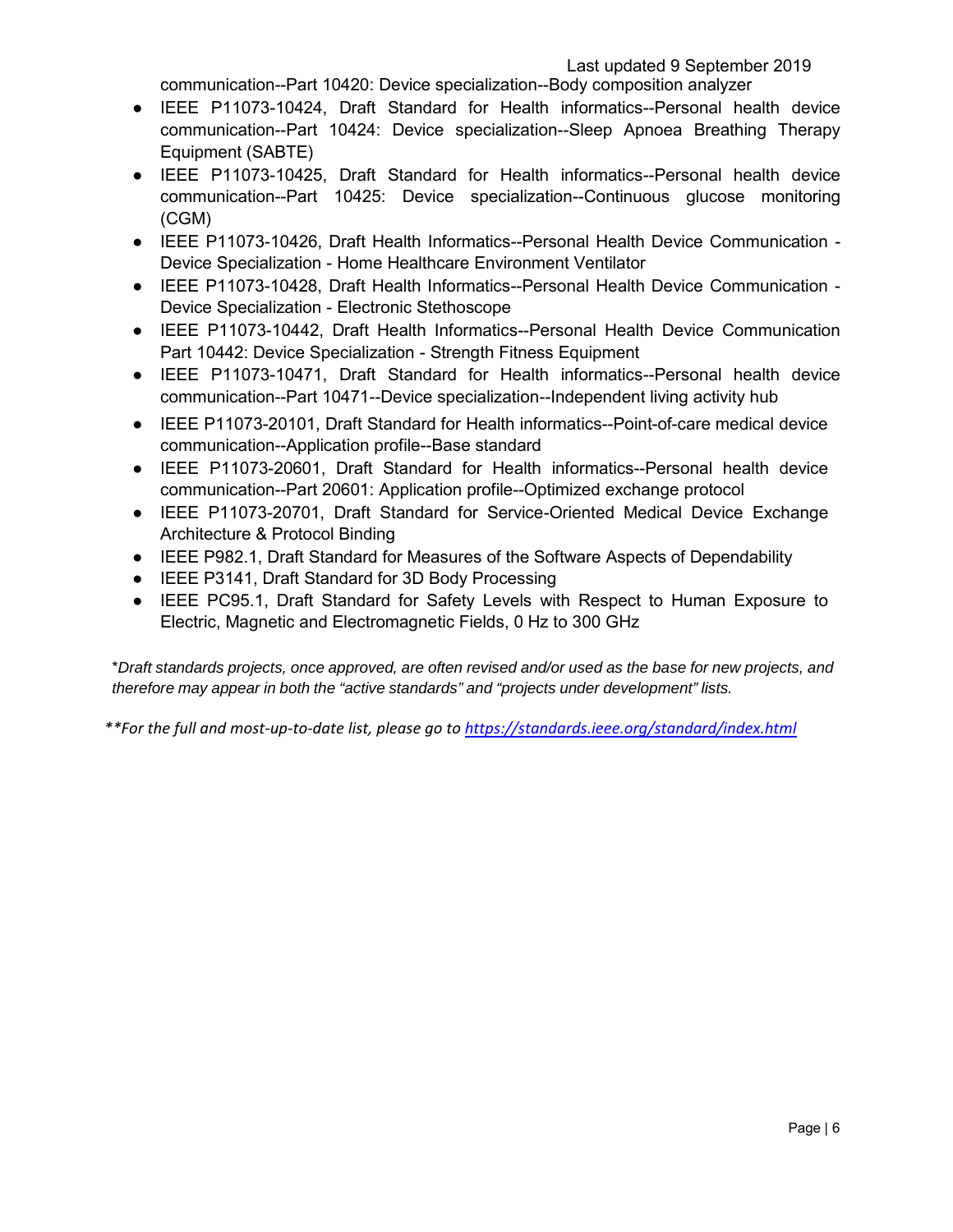communication--Part 10420: Device specialization--Body composition analyzer

- IEEE P11073-10424, Draft Standard for Health informatics--Personal health device communication--Part 10424: Device specialization--Sleep Apnoea Breathing Therapy Equipment (SABTE)
- IEEE P11073-10425, Draft Standard for Health informatics--Personal health device communication--Part 10425: Device specialization--Continuous glucose monitoring (CGM)
- IEEE P11073-10426, Draft Health Informatics--Personal Health Device Communication - Device Specialization - Home Healthcare Environment Ventilator
- IEEE P11073-10428, Draft Health Informatics--Personal Health Device Communication - Device Specialization - Electronic Stethoscope
- IEEE P11073-10442, Draft Health Informatics--Personal Health Device Communication Part 10442: Device Specialization - Strength Fitness Equipment
- IEEE P11073-10471, Draft Standard for Health informatics--Personal health device communication--Part 10471--Device specialization--Independent living activity hub
- IEEE P11073-20101, Draft Standard for Health informatics--Point-of-care medical device communication--Application profile--Base standard
- IEEE P11073-20601, Draft Standard for Health informatics--Personal health device communication--Part 20601: Application profile--Optimized exchange protocol
- IEEE P11073-20701, Draft Standard for Service-Oriented Medical Device Exchange Architecture & Protocol Binding
- IEEE P982.1, Draft Standard for Measures of the Software Aspects of Dependability
- IEEE P3141, Draft Standard for 3D Body Processing
- IEEE PC95.1, Draft Standard for Safety Levels with Respect to Human Exposure to Electric, Magnetic and Electromagnetic Fields, 0 Hz to 300 GHz

*\*Draft standards projects, once approved, are often revised and/or used as the base for new projects, and therefore may appear in both the "active standards" and "projects under development" lists.*

*\*\*For the full and most-up-to-date list, please go to [https://standards.ieee.org/standard/index.html](https://standards.ieee.org/standard/index.html)*